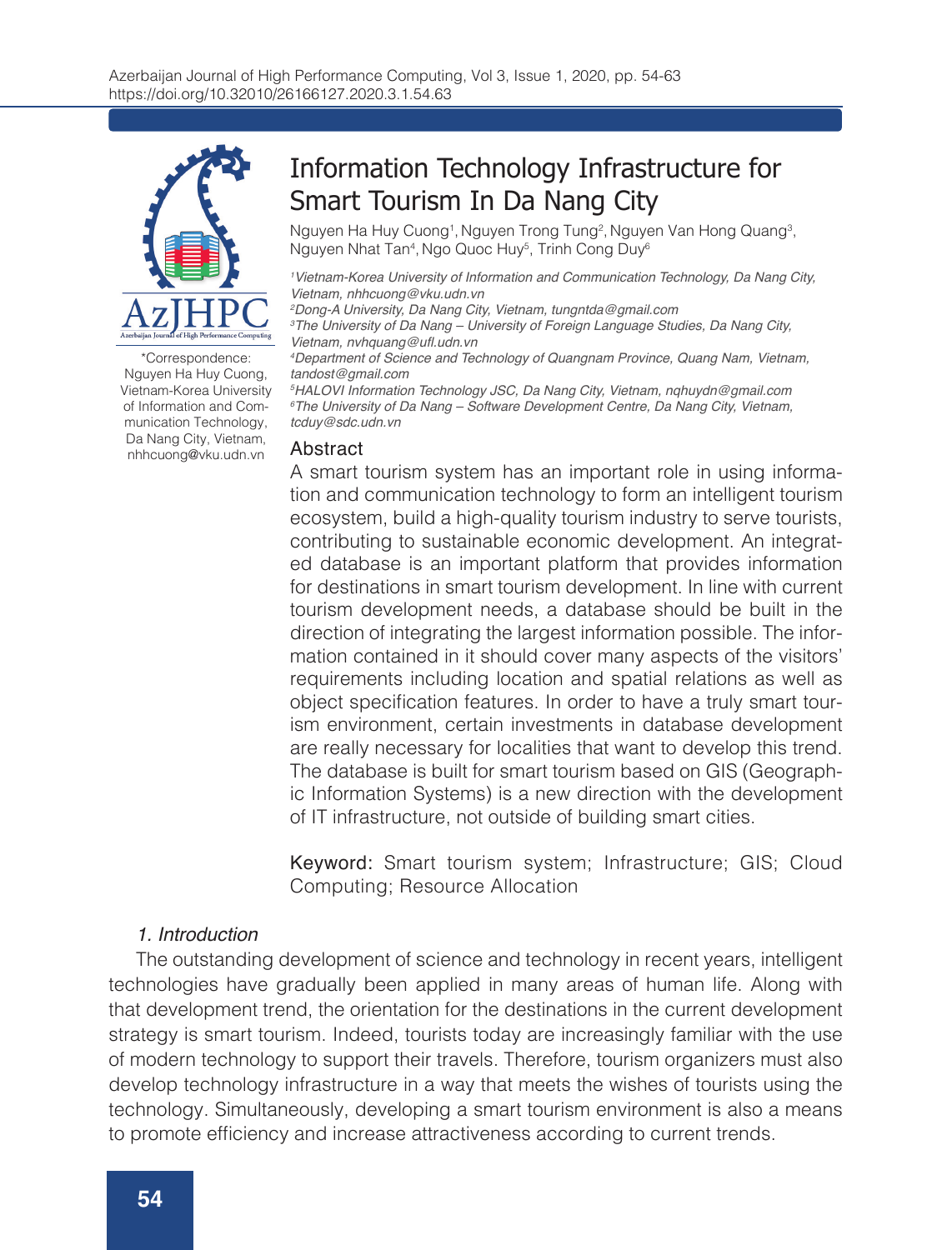# Information Technology Infrastructure for Smart Tourism In Da Nang City

Nguyen Ha Huy Cuong[1], Nguyen Trong Tung[2], Nguyen Van Hong Quang[3], Nguyen Nhat Tan[4], Ngo Quoc Huy[5], Trinh Cong Duy[6]

*[1]Vietnam-Korea University of Information and Communication Technology, Da Nang City, Vietnam, nhhcuong@vku.udn.vn*
*[2]Dong-A University, Da Nang City, Vietnam, tungntda@gmail.com*
*[3]The University of Da Nang – University of Foreign Language Studies, Da Nang City, Vietnam, nvhquang@ufl.udn.vn*
*[4]Department of Science and Technology of Quangnam Province, Quang Nam, Vietnam, tandost@gmail.com*
*[5]HALOVI Information Technology JSC, Da Nang City, Vietnam, nqhuydn@gmail.com*
*[6]The University of Da Nang – Software Development Centre, Da Nang City, Vietnam, tcduy@sdc.udn.vn*

*Correspondence: Nguyen Ha Huy Cuong, Vietnam-Korea University of Information and Communication Technology, Da Nang City, Vietnam, nhhcuong@vku.udn.vn

## Abstract

A smart tourism system has an important role in using information and communication technology to form an intelligent tourism ecosystem, build a high-quality tourism industry to serve tourists, contributing to sustainable economic development. An integrated database is an important platform that provides information for destinations in smart tourism development. In line with current tourism development needs, a database should be built in the direction of integrating the largest information possible. The information contained in it should cover many aspects of the visitors' requirements including location and spatial relations as well as object specification features. In order to have a truly smart tourism environment, certain investments in database development are really necessary for localities that want to develop this trend. The database is built for smart tourism based on GIS (Geographic Information Systems) is a new direction with the development of IT infrastructure, not outside of building smart cities.

**Keyword:** Smart tourism system; Infrastructure; GIS; Cloud Computing; Resource Allocation

## *1. Introduction*

The outstanding development of science and technology in recent years, intelligent technologies have gradually been applied in many areas of human life. Along with that development trend, the orientation for the destinations in the current development strategy is smart tourism. Indeed, tourists today are increasingly familiar with the use of modern technology to support their travels. Therefore, tourism organizers must also develop technology infrastructure in a way that meets the wishes of tourists using the technology. Simultaneously, developing a smart tourism environment is also a means to promote efficiency and increase attractiveness according to current trends.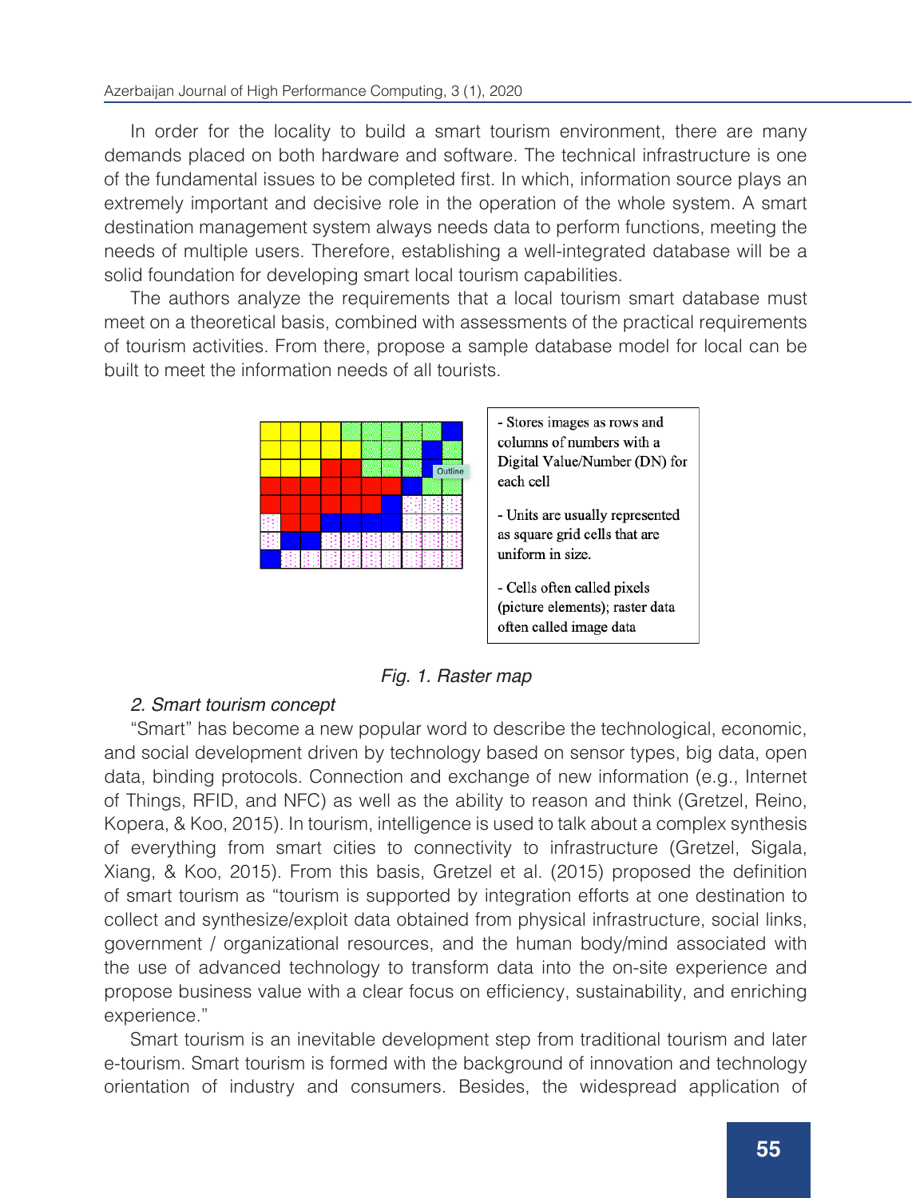In order for the locality to build a smart tourism environment, there are many demands placed on both hardware and software. The technical infrastructure is one of the fundamental issues to be completed first. In which, information source plays an extremely important and decisive role in the operation of the whole system. A smart destination management system always needs data to perform functions, meeting the needs of multiple users. Therefore, establishing a well-integrated database will be a solid foundation for developing smart local tourism capabilities.

The authors analyze the requirements that a local tourism smart database must meet on a theoretical basis, combined with assessments of the practical requirements of tourism activities. From there, propose a sample database model for local can be built to meet the information needs of all tourists.

- Stores images as rows and columns of numbers with a Digital Value/Number (DN) for each cell

- Units are usually represented as square grid cells that are uniform in size.

- Cells often called pixels (picture elements); raster data often called image data

*Fig. 1. Raster map*

### *2. Smart tourism concept*

"Smart" has become a new popular word to describe the technological, economic, and social development driven by technology based on sensor types, big data, open data, binding protocols. Connection and exchange of new information (e.g., Internet of Things, RFID, and NFC) as well as the ability to reason and think (Gretzel, Reino, Kopera, & Koo, 2015). In tourism, intelligence is used to talk about a complex synthesis of everything from smart cities to connectivity to infrastructure (Gretzel, Sigala, Xiang, & Koo, 2015). From this basis, Gretzel et al. (2015) proposed the definition of smart tourism as "tourism is supported by integration efforts at one destination to collect and synthesize/exploit data obtained from physical infrastructure, social links, government / organizational resources, and the human body/mind associated with the use of advanced technology to transform data into the on-site experience and propose business value with a clear focus on efficiency, sustainability, and enriching experience."

Smart tourism is an inevitable development step from traditional tourism and later e-tourism. Smart tourism is formed with the background of innovation and technology orientation of industry and consumers. Besides, the widespread application of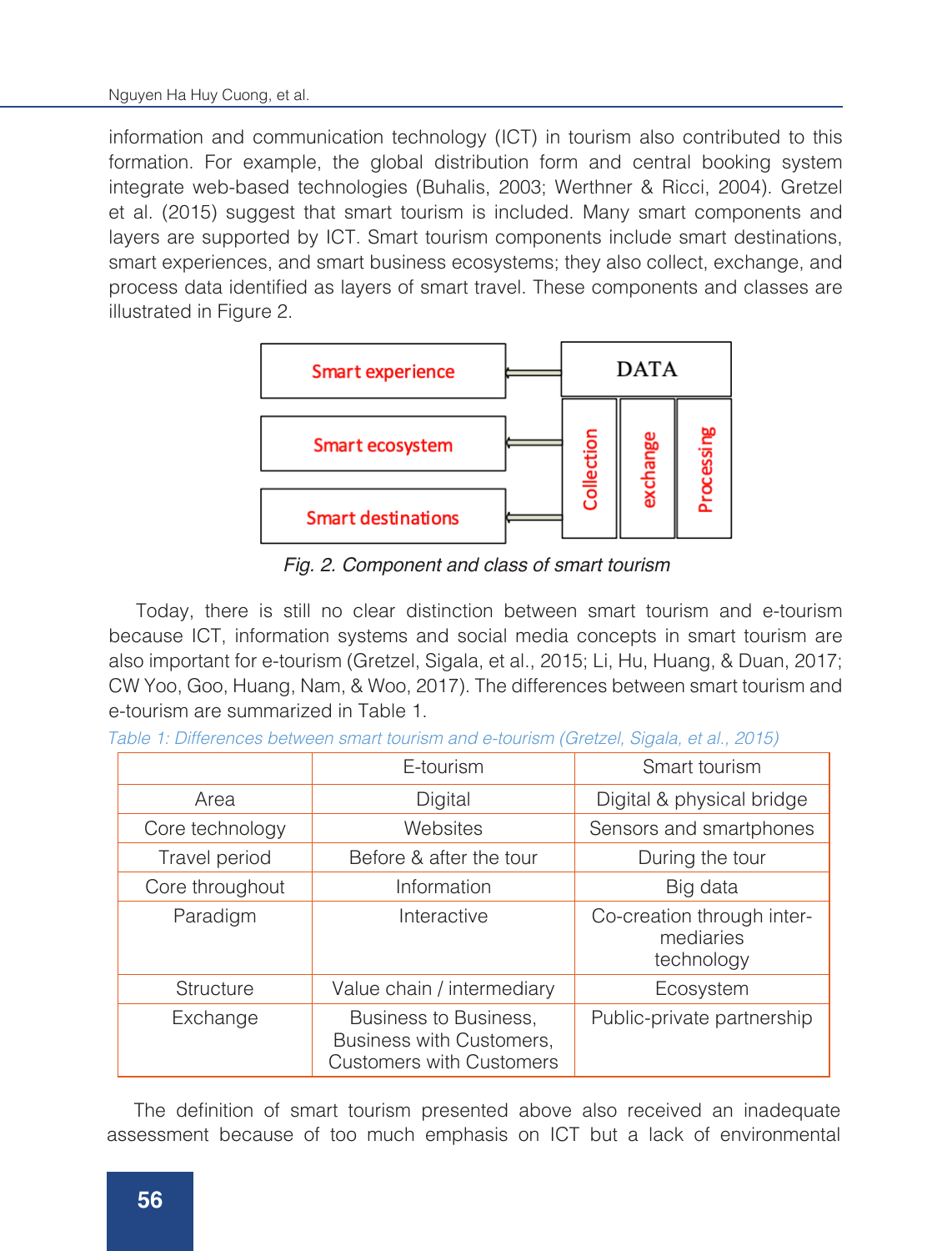information and communication technology (ICT) in tourism also contributed to this formation. For example, the global distribution form and central booking system integrate web-based technologies (Buhalis, 2003; Werthner & Ricci, 2004). Gretzel et al. (2015) suggest that smart tourism is included. Many smart components and layers are supported by ICT. Smart tourism components include smart destinations, smart experiences, and smart business ecosystems; they also collect, exchange, and process data identified as layers of smart travel. These components and classes are illustrated in Figure 2.

Smart experience

Smart ecosystem

Smart destinations

DATA

Collection

exchange

Processing

*Fig. 2. Component and class of smart tourism*

Today, there is still no clear distinction between smart tourism and e-tourism because ICT, information systems and social media concepts in smart tourism are also important for e-tourism (Gretzel, Sigala, et al., 2015; Li, Hu, Huang, & Duan, 2017; CW Yoo, Goo, Huang, Nam, & Woo, 2017). The differences between smart tourism and e-tourism are summarized in Table 1.

*Table 1: Differences between smart tourism and e-tourism (Gretzel, Sigala, et al., 2015)*

| | E-tourism | Smart tourism |
|---|---|---|
| Area | Digital | Digital & physical bridge |
| Core technology | Websites | Sensors and smartphones |
| Travel period | Before & after the tour | During the tour |
| Core throughout | Information | Big data |
| Paradigm | Interactive | Co-creation through inter-mediaries technology |
| Structure | Value chain / intermediary | Ecosystem |
| Exchange | Business to Business, Business with Customers, Customers with Customers | Public-private partnership |

The definition of smart tourism presented above also received an inadequate assessment because of too much emphasis on ICT but a lack of environmental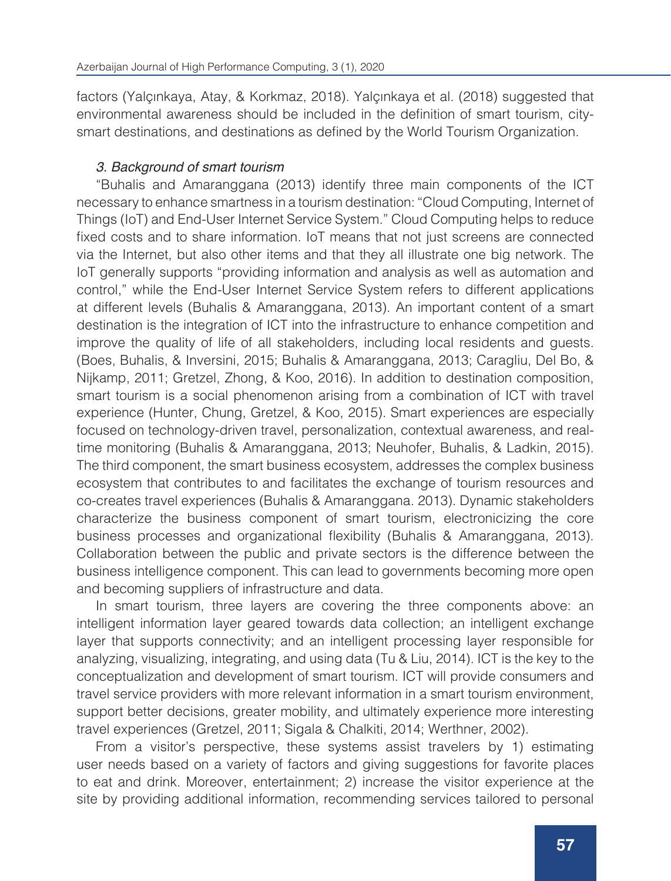factors (Yalçınkaya, Atay, & Korkmaz, 2018). Yalçınkaya et al. (2018) suggested that environmental awareness should be included in the definition of smart tourism, city-smart destinations, and destinations as defined by the World Tourism Organization.

### *3. Background of smart tourism*

"Buhalis and Amaranggana (2013) identify three main components of the ICT necessary to enhance smartness in a tourism destination: "Cloud Computing, Internet of Things (IoT) and End-User Internet Service System." Cloud Computing helps to reduce fixed costs and to share information. IoT means that not just screens are connected via the Internet, but also other items and that they all illustrate one big network. The IoT generally supports "providing information and analysis as well as automation and control," while the End-User Internet Service System refers to different applications at different levels (Buhalis & Amaranggana, 2013). An important content of a smart destination is the integration of ICT into the infrastructure to enhance competition and improve the quality of life of all stakeholders, including local residents and guests. (Boes, Buhalis, & Inversini, 2015; Buhalis & Amaranggana, 2013; Caragliu, Del Bo, & Nijkamp, 2011; Gretzel, Zhong, & Koo, 2016). In addition to destination composition, smart tourism is a social phenomenon arising from a combination of ICT with travel experience (Hunter, Chung, Gretzel, & Koo, 2015). Smart experiences are especially focused on technology-driven travel, personalization, contextual awareness, and real-time monitoring (Buhalis & Amaranggana, 2013; Neuhofer, Buhalis, & Ladkin, 2015). The third component, the smart business ecosystem, addresses the complex business ecosystem that contributes to and facilitates the exchange of tourism resources and co-creates travel experiences (Buhalis & Amaranggana. 2013). Dynamic stakeholders characterize the business component of smart tourism, electronicizing the core business processes and organizational flexibility (Buhalis & Amaranggana, 2013). Collaboration between the public and private sectors is the difference between the business intelligence component. This can lead to governments becoming more open and becoming suppliers of infrastructure and data.

In smart tourism, three layers are covering the three components above: an intelligent information layer geared towards data collection; an intelligent exchange layer that supports connectivity; and an intelligent processing layer responsible for analyzing, visualizing, integrating, and using data (Tu & Liu, 2014). ICT is the key to the conceptualization and development of smart tourism. ICT will provide consumers and travel service providers with more relevant information in a smart tourism environment, support better decisions, greater mobility, and ultimately experience more interesting travel experiences (Gretzel, 2011; Sigala & Chalkiti, 2014; Werthner, 2002).

From a visitor's perspective, these systems assist travelers by 1) estimating user needs based on a variety of factors and giving suggestions for favorite places to eat and drink. Moreover, entertainment; 2) increase the visitor experience at the site by providing additional information, recommending services tailored to personal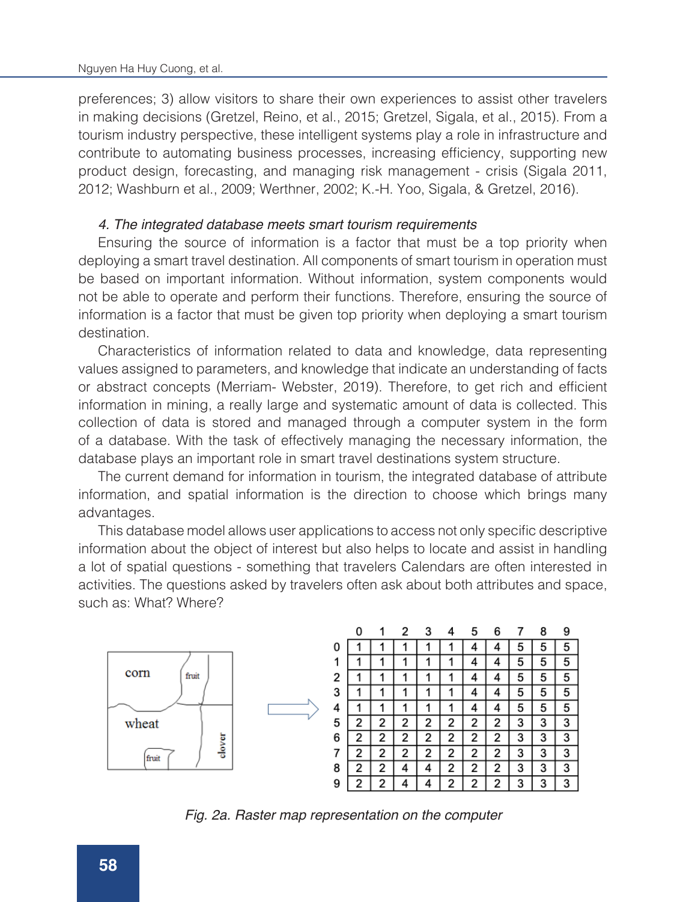preferences; 3) allow visitors to share their own experiences to assist other travelers in making decisions (Gretzel, Reino, et al., 2015; Gretzel, Sigala, et al., 2015). From a tourism industry perspective, these intelligent systems play a role in infrastructure and contribute to automating business processes, increasing efficiency, supporting new product design, forecasting, and managing risk management - crisis (Sigala 2011, 2012; Washburn et al., 2009; Werthner, 2002; K.-H. Yoo, Sigala, & Gretzel, 2016).

### *4. The integrated database meets smart tourism requirements*

Ensuring the source of information is a factor that must be a top priority when deploying a smart travel destination. All components of smart tourism in operation must be based on important information. Without information, system components would not be able to operate and perform their functions. Therefore, ensuring the source of information is a factor that must be given top priority when deploying a smart tourism destination.

Characteristics of information related to data and knowledge, data representing values assigned to parameters, and knowledge that indicate an understanding of facts or abstract concepts (Merriam- Webster, 2019). Therefore, to get rich and efficient information in mining, a really large and systematic amount of data is collected. This collection of data is stored and managed through a computer system in the form of a database. With the task of effectively managing the necessary information, the database plays an important role in smart travel destinations system structure.

The current demand for information in tourism, the integrated database of attribute information, and spatial information is the direction to choose which brings many advantages.

This database model allows user applications to access not only specific descriptive information about the object of interest but also helps to locate and assist in handling a lot of spatial questions - something that travelers Calendars are often interested in activities. The questions asked by travelers often ask about both attributes and space, such as: What? Where?

| | 0 | 1 | 2 | 3 | 4 | 5 | 6 | 7 | 8 | 9 |
|---|---|---|---|---|---|---|---|---|---|---|
| 0 | 1 | 1 | 1 | 1 | 1 | 4 | 4 | 5 | 5 | 5 |
| 1 | 1 | 1 | 1 | 1 | 1 | 4 | 4 | 5 | 5 | 5 |
| 2 | 1 | 1 | 1 | 1 | 1 | 4 | 4 | 5 | 5 | 5 |
| 3 | 1 | 1 | 1 | 1 | 1 | 4 | 4 | 5 | 5 | 5 |
| 4 | 1 | 1 | 1 | 1 | 1 | 4 | 4 | 5 | 5 | 5 |
| 5 | 2 | 2 | 2 | 2 | 2 | 2 | 2 | 3 | 3 | 3 |
| 6 | 2 | 2 | 2 | 2 | 2 | 2 | 2 | 3 | 3 | 3 |
| 7 | 2 | 2 | 2 | 2 | 2 | 2 | 2 | 3 | 3 | 3 |
| 8 | 2 | 2 | 4 | 4 | 2 | 2 | 2 | 3 | 3 | 3 |
| 9 | 2 | 2 | 4 | 4 | 2 | 2 | 2 | 3 | 3 | 3 |

*Fig. 2a. Raster map representation on the computer*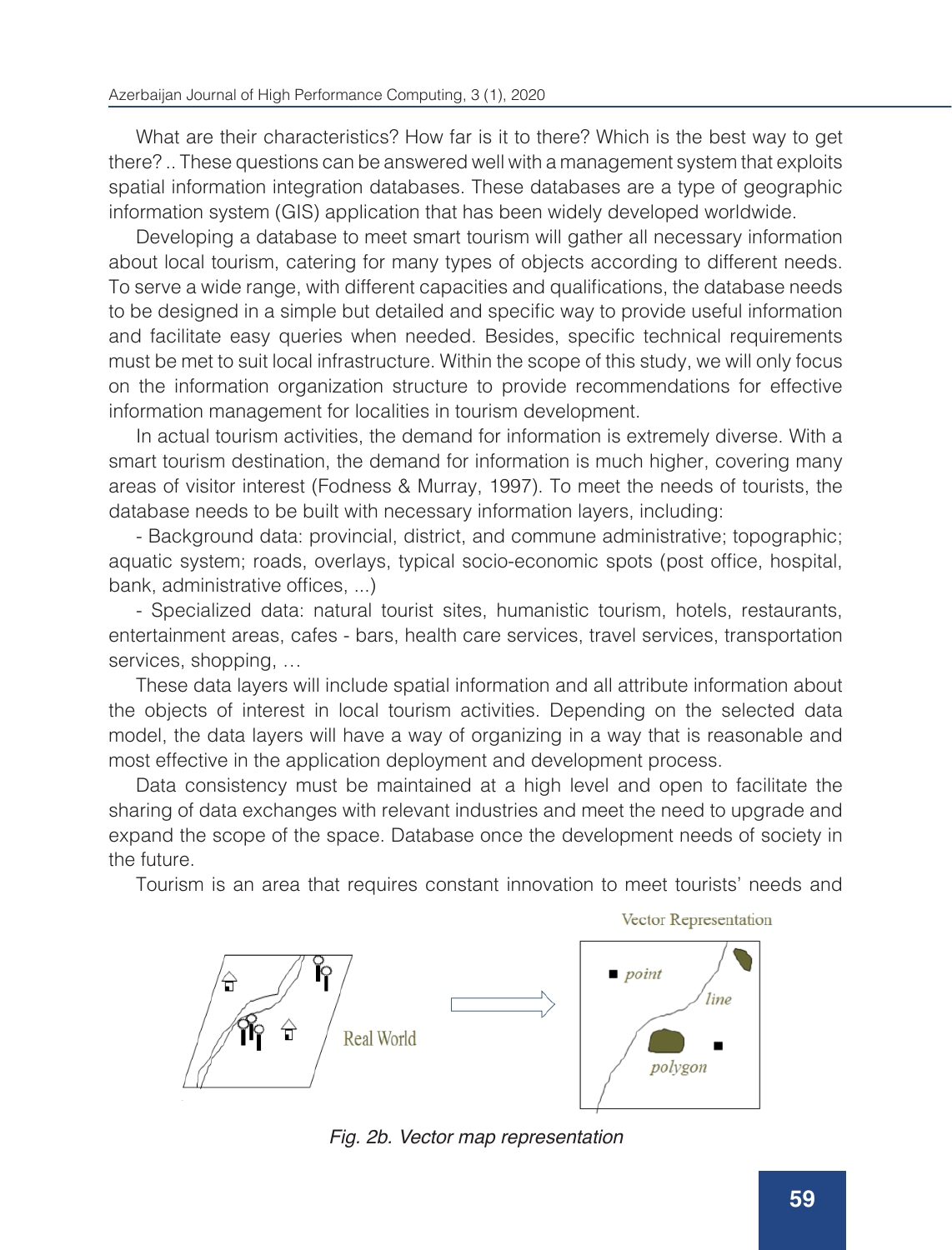What are their characteristics? How far is it to there? Which is the best way to get there? .. These questions can be answered well with a management system that exploits spatial information integration databases. These databases are a type of geographic information system (GIS) application that has been widely developed worldwide.

Developing a database to meet smart tourism will gather all necessary information about local tourism, catering for many types of objects according to different needs. To serve a wide range, with different capacities and qualifications, the database needs to be designed in a simple but detailed and specific way to provide useful information and facilitate easy queries when needed. Besides, specific technical requirements must be met to suit local infrastructure. Within the scope of this study, we will only focus on the information organization structure to provide recommendations for effective information management for localities in tourism development.

In actual tourism activities, the demand for information is extremely diverse. With a smart tourism destination, the demand for information is much higher, covering many areas of visitor interest (Fodness & Murray, 1997). To meet the needs of tourists, the database needs to be built with necessary information layers, including:

- Background data: provincial, district, and commune administrative; topographic; aquatic system; roads, overlays, typical socio-economic spots (post office, hospital, bank, administrative offices, ...)

- Specialized data: natural tourist sites, humanistic tourism, hotels, restaurants, entertainment areas, cafes - bars, health care services, travel services, transportation services, shopping, …

These data layers will include spatial information and all attribute information about the objects of interest in local tourism activities. Depending on the selected data model, the data layers will have a way of organizing in a way that is reasonable and most effective in the application deployment and development process.

Data consistency must be maintained at a high level and open to facilitate the sharing of data exchanges with relevant industries and meet the need to upgrade and expand the scope of the space. Database once the development needs of society in the future.

Tourism is an area that requires constant innovation to meet tourists' needs and

*Fig. 2b. Vector map representation*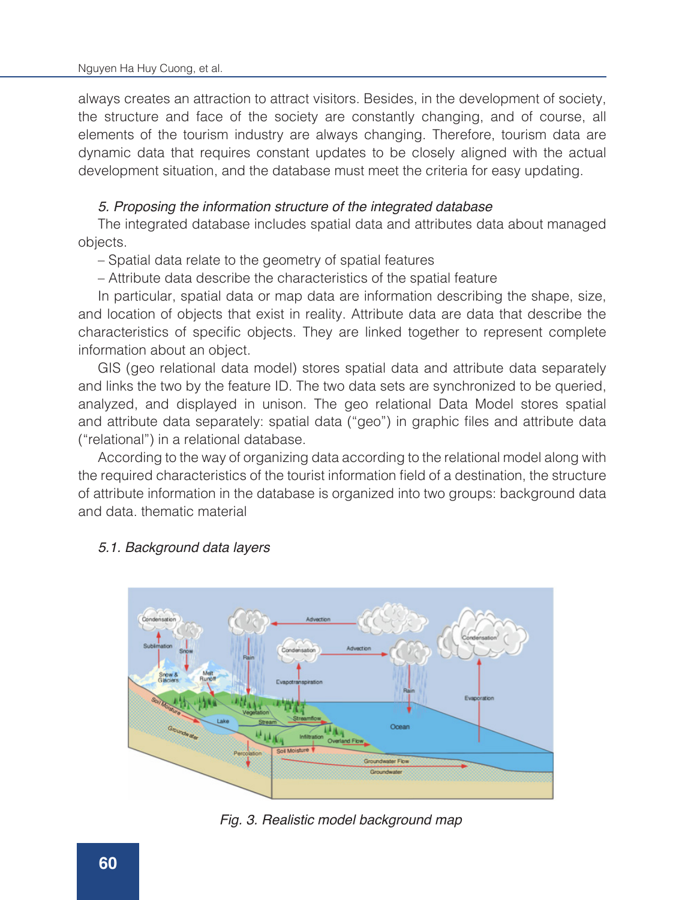always creates an attraction to attract visitors. Besides, in the development of society, the structure and face of the society are constantly changing, and of course, all elements of the tourism industry are always changing. Therefore, tourism data are dynamic data that requires constant updates to be closely aligned with the actual development situation, and the database must meet the criteria for easy updating.

### *5. Proposing the information structure of the integrated database*

The integrated database includes spatial data and attributes data about managed objects.

– Spatial data relate to the geometry of spatial features

– Attribute data describe the characteristics of the spatial feature

In particular, spatial data or map data are information describing the shape, size, and location of objects that exist in reality. Attribute data are data that describe the characteristics of specific objects. They are linked together to represent complete information about an object.

GIS (geo relational data model) stores spatial data and attribute data separately and links the two by the feature ID. The two data sets are synchronized to be queried, analyzed, and displayed in unison. The geo relational Data Model stores spatial and attribute data separately: spatial data ("geo") in graphic files and attribute data ("relational") in a relational database.

According to the way of organizing data according to the relational model along with the required characteristics of the tourist information field of a destination, the structure of attribute information in the database is organized into two groups: background data and data. thematic material

#### *5.1. Background data layers*

*Fig. 3. Realistic model background map*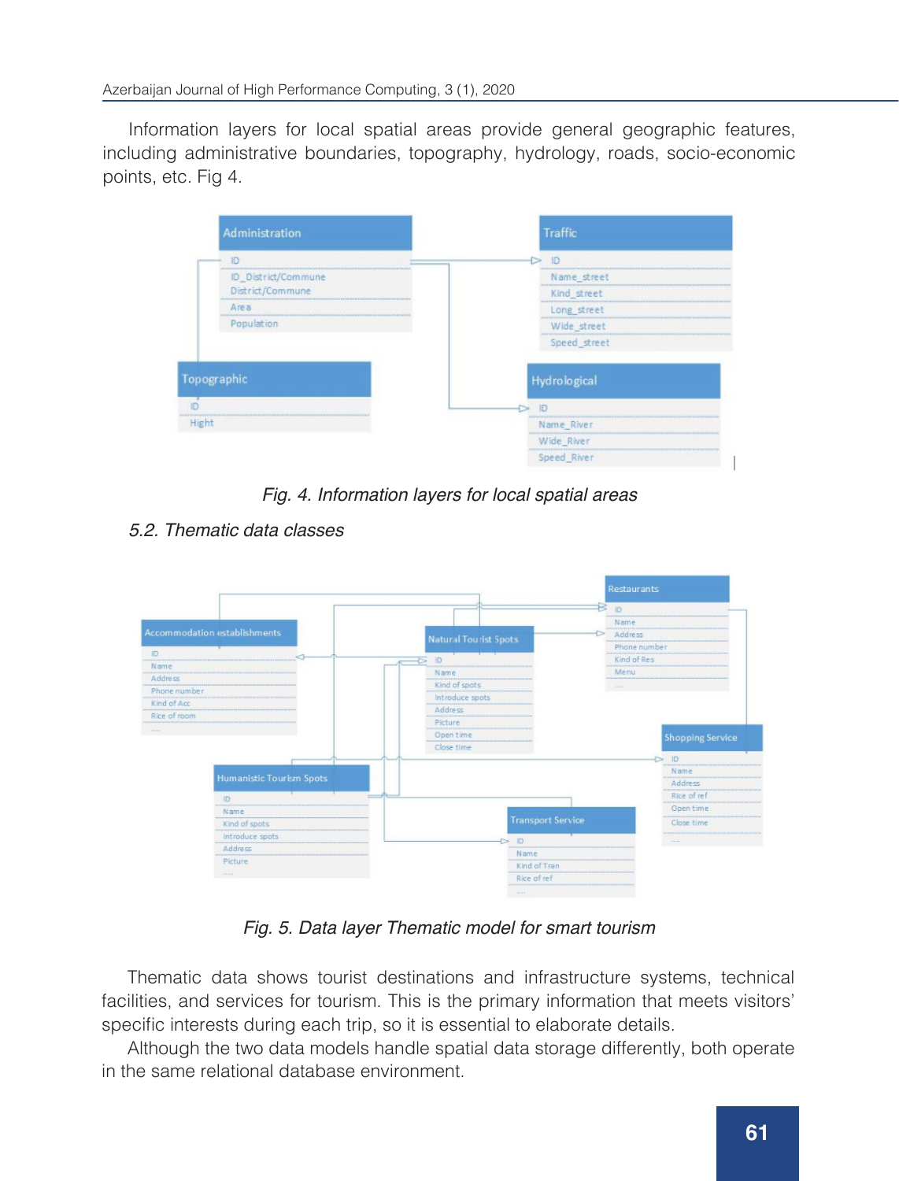Information layers for local spatial areas provide general geographic features, including administrative boundaries, topography, hydrology, roads, socio-economic points, etc. Fig 4.

*Fig. 4. Information layers for local spatial areas*

### *5.2. Thematic data classes*

*Fig. 5. Data layer Thematic model for smart tourism*

Thematic data shows tourist destinations and infrastructure systems, technical facilities, and services for tourism. This is the primary information that meets visitors' specific interests during each trip, so it is essential to elaborate details.

Although the two data models handle spatial data storage differently, both operate in the same relational database environment.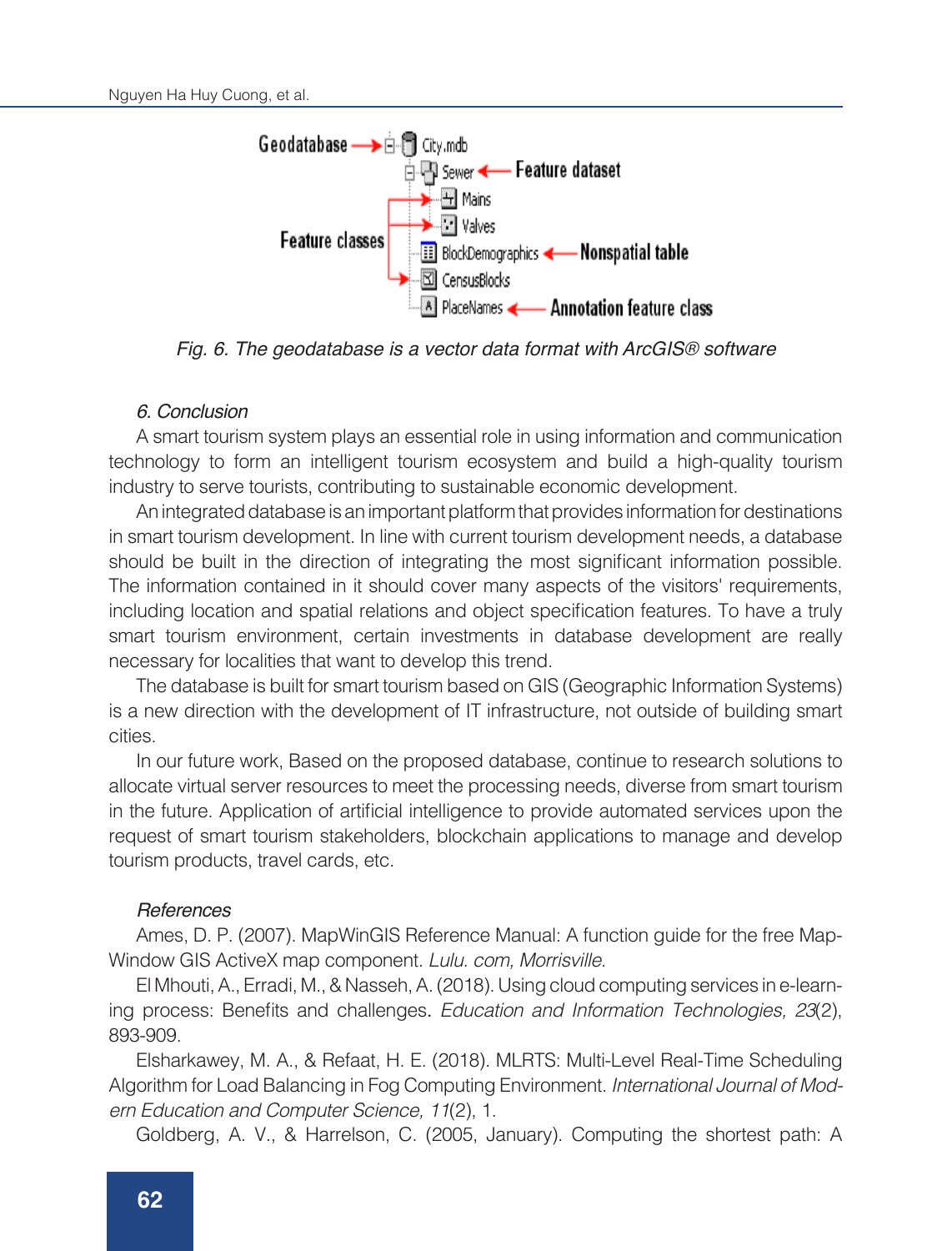Fig. 6. The geodatabase is a vector data format with ArcGIS® software

### *6. Conclusion*

A smart tourism system plays an essential role in using information and communication technology to form an intelligent tourism ecosystem and build a high-quality tourism industry to serve tourists, contributing to sustainable economic development.

An integrated database is an important platform that provides information for destinations in smart tourism development. In line with current tourism development needs, a database should be built in the direction of integrating the most significant information possible. The information contained in it should cover many aspects of the visitors' requirements, including location and spatial relations and object specification features. To have a truly smart tourism environment, certain investments in database development are really necessary for localities that want to develop this trend.

The database is built for smart tourism based on GIS (Geographic Information Systems) is a new direction with the development of IT infrastructure, not outside of building smart cities.

In our future work, Based on the proposed database, continue to research solutions to allocate virtual server resources to meet the processing needs, diverse from smart tourism in the future. Application of artificial intelligence to provide automated services upon the request of smart tourism stakeholders, blockchain applications to manage and develop tourism products, travel cards, etc.

### *References*

Ames, D. P. (2007). MapWinGIS Reference Manual: A function guide for the free MapWindow GIS ActiveX map component. *Lulu. com, Morrisville.*

El Mhouti, A., Erradi, M., & Nasseh, A. (2018). Using cloud computing services in e-learning process: Benefits and challenges. *Education and Information Technologies, 23*(2), 893-909.

Elsharkawey, M. A., & Refaat, H. E. (2018). MLRTS: Multi-Level Real-Time Scheduling Algorithm for Load Balancing in Fog Computing Environment. *International Journal of Modern Education and Computer Science, 11*(2), 1.

Goldberg, A. V., & Harrelson, C. (2005, January). Computing the shortest path: A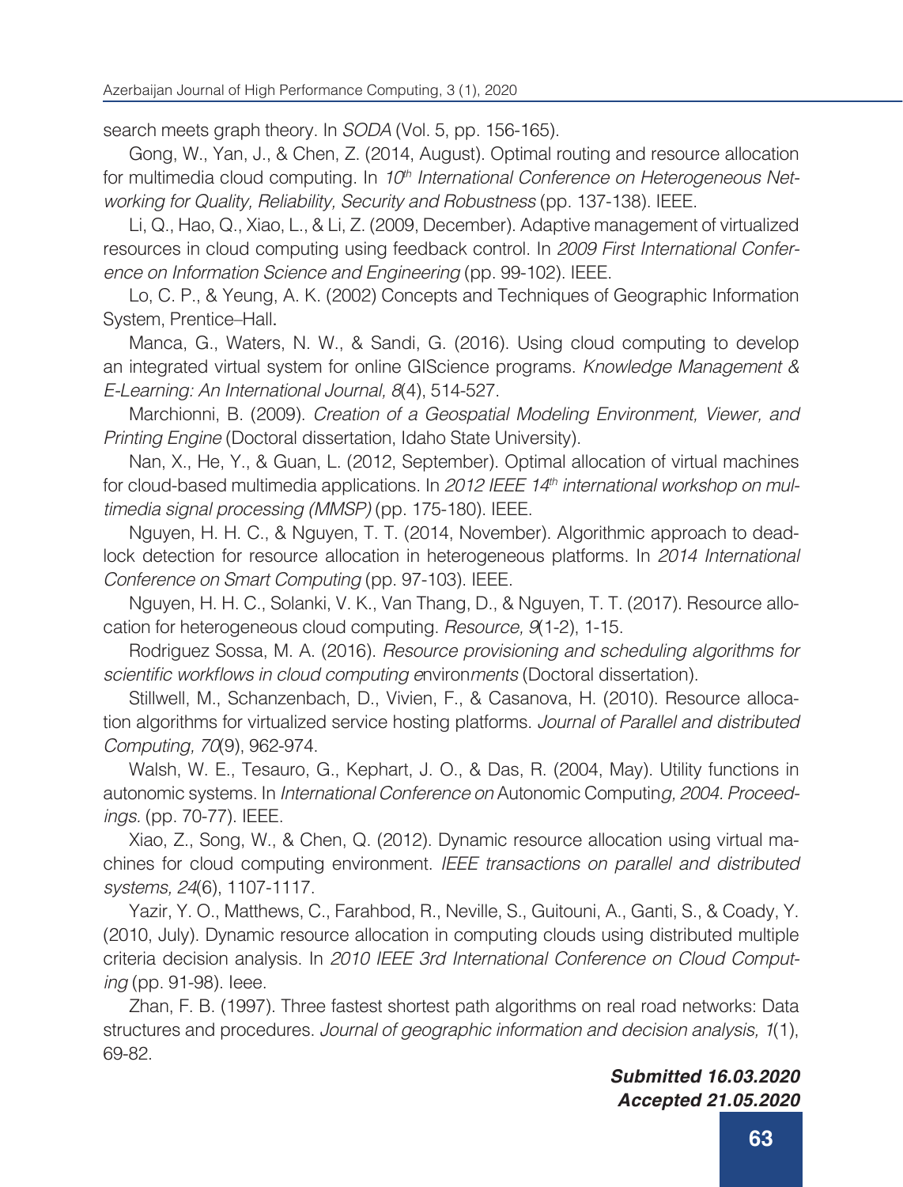search meets graph theory. In *SODA* (Vol. 5, pp. 156-165).

Gong, W., Yan, J., & Chen, Z. (2014, August). Optimal routing and resource allocation for multimedia cloud computing. In *10th International Conference on Heterogeneous Networking for Quality, Reliability, Security and Robustness* (pp. 137-138). IEEE.

Li, Q., Hao, Q., Xiao, L., & Li, Z. (2009, December). Adaptive management of virtualized resources in cloud computing using feedback control. In *2009 First International Conference on Information Science and Engineering* (pp. 99-102). IEEE.

Lo, C. P., & Yeung, A. K. (2002) Concepts and Techniques of Geographic Information System, Prentice–Hall.

Manca, G., Waters, N. W., & Sandi, G. (2016). Using cloud computing to develop an integrated virtual system for online GIScience programs. *Knowledge Management & E-Learning: An International Journal, 8*(4), 514-527.

Marchionni, B. (2009). *Creation of a Geospatial Modeling Environment, Viewer, and Printing Engine* (Doctoral dissertation, Idaho State University).

Nan, X., He, Y., & Guan, L. (2012, September). Optimal allocation of virtual machines for cloud-based multimedia applications. In *2012 IEEE 14th international workshop on multimedia signal processing (MMSP)* (pp. 175-180). IEEE.

Nguyen, H. H. C., & Nguyen, T. T. (2014, November). Algorithmic approach to deadlock detection for resource allocation in heterogeneous platforms. In *2014 International Conference on Smart Computing* (pp. 97-103). IEEE.

Nguyen, H. H. C., Solanki, V. K., Van Thang, D., & Nguyen, T. T. (2017). Resource allocation for heterogeneous cloud computing. *Resource, 9*(1-2), 1-15.

Rodriguez Sossa, M. A. (2016). *Resource provisioning and scheduling algorithms for scientific workflows in cloud computing environments* (Doctoral dissertation).

Stillwell, M., Schanzenbach, D., Vivien, F., & Casanova, H. (2010). Resource allocation algorithms for virtualized service hosting platforms. *Journal of Parallel and distributed Computing, 70*(9), 962-974.

Walsh, W. E., Tesauro, G., Kephart, J. O., & Das, R. (2004, May). Utility functions in autonomic systems. In *International Conference on* Autonomic Computin*g, 2004. Proceedings.* (pp. 70-77). IEEE.

Xiao, Z., Song, W., & Chen, Q. (2012). Dynamic resource allocation using virtual machines for cloud computing environment. *IEEE transactions on parallel and distributed systems, 24*(6), 1107-1117.

Yazir, Y. O., Matthews, C., Farahbod, R., Neville, S., Guitouni, A., Ganti, S., & Coady, Y. (2010, July). Dynamic resource allocation in computing clouds using distributed multiple criteria decision analysis. In *2010 IEEE 3rd International Conference on Cloud Computing* (pp. 91-98). Ieee.

Zhan, F. B. (1997). Three fastest shortest path algorithms on real road networks: Data structures and procedures. *Journal of geographic information and decision analysis, 1*(1), 69-82.

***Submitted 16.03.2020***
***Accepted 21.05.2020***